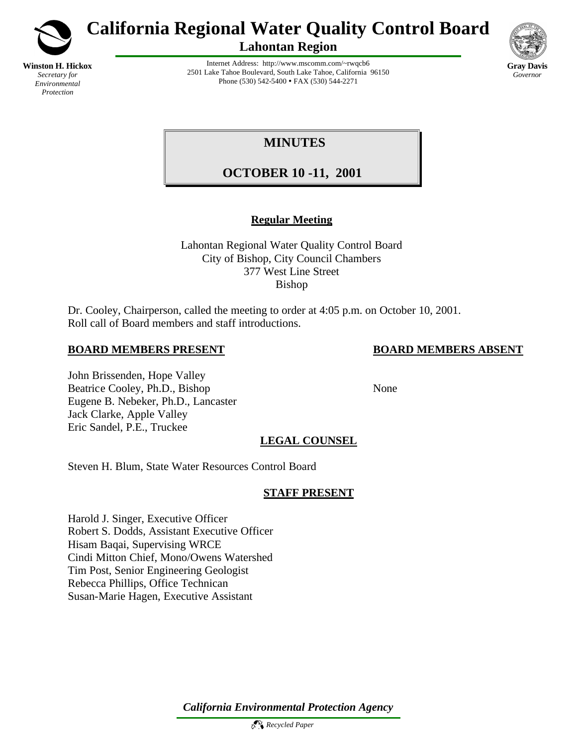# California Regional Water Quality Control Board

## Lahontan Region

**Winston H. Hickox**
*Secretary for Environmental Protection*

Internet Address: http://www.mscomm.com/~rwqcb6
2501 Lake Tahoe Boulevard, South Lake Tahoe, California 96150
Phone (530) 542-5400 • FAX (530) 544-2271

**Gray Davis**
*Governor*

# MINUTES

# OCTOBER 10 -11, 2001

**Regular Meeting**

Lahontan Regional Water Quality Control Board
City of Bishop, City Council Chambers
377 West Line Street
Bishop

Dr. Cooley, Chairperson, called the meeting to order at 4:05 p.m. on October 10, 2001. Roll call of Board members and staff introductions.

**BOARD MEMBERS PRESENT**

John Brissenden, Hope Valley
Beatrice Cooley, Ph.D., Bishop
Eugene B. Nebeker, Ph.D., Lancaster
Jack Clarke, Apple Valley
Eric Sandel, P.E., Truckee

**BOARD MEMBERS ABSENT**

None

**LEGAL COUNSEL**

Steven H. Blum, State Water Resources Control Board

**STAFF PRESENT**

Harold J. Singer, Executive Officer
Robert S. Dodds, Assistant Executive Officer
Hisam Baqai, Supervising WRCE
Cindi Mitton Chief, Mono/Owens Watershed
Tim Post, Senior Engineering Geologist
Rebecca Phillips, Office Technican
Susan-Marie Hagen, Executive Assistant

*California Environmental Protection Agency*

*Recycled Paper*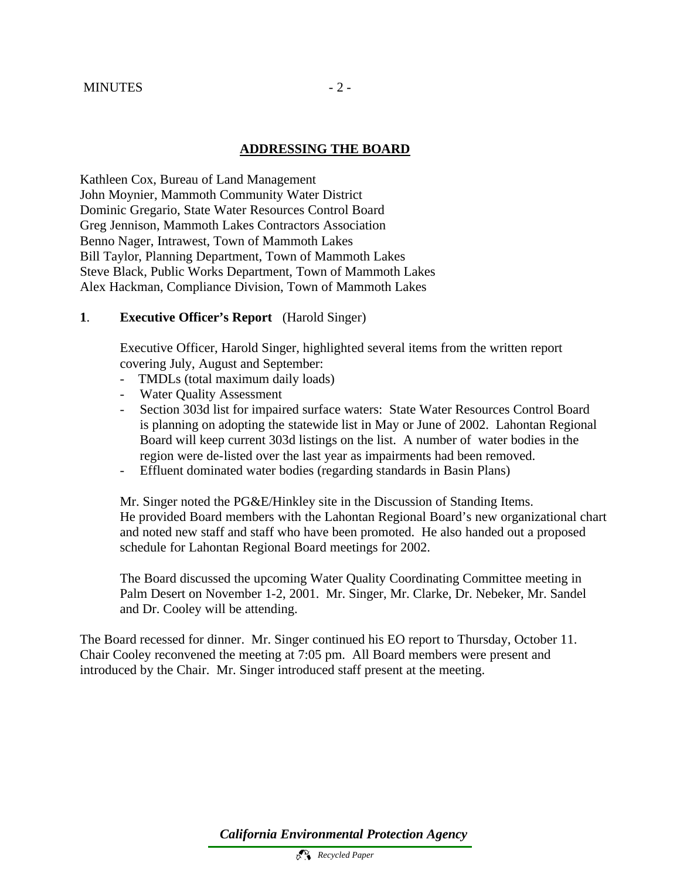## ADDRESSING THE BOARD

Kathleen Cox, Bureau of Land Management
John Moynier, Mammoth Community Water District
Dominic Gregario, State Water Resources Control Board
Greg Jennison, Mammoth Lakes Contractors Association
Benno Nager, Intrawest, Town of Mammoth Lakes
Bill Taylor, Planning Department, Town of Mammoth Lakes
Steve Black, Public Works Department, Town of Mammoth Lakes
Alex Hackman, Compliance Division, Town of Mammoth Lakes

**1**. **Executive Officer's Report** (Harold Singer)

Executive Officer, Harold Singer, highlighted several items from the written report covering July, August and September:

- TMDLs (total maximum daily loads)
- Water Quality Assessment
- Section 303d list for impaired surface waters: State Water Resources Control Board is planning on adopting the statewide list in May or June of 2002. Lahontan Regional Board will keep current 303d listings on the list. A number of water bodies in the region were de-listed over the last year as impairments had been removed.
- Effluent dominated water bodies (regarding standards in Basin Plans)

Mr. Singer noted the PG&E/Hinkley site in the Discussion of Standing Items. He provided Board members with the Lahontan Regional Board's new organizational chart and noted new staff and staff who have been promoted. He also handed out a proposed schedule for Lahontan Regional Board meetings for 2002.

The Board discussed the upcoming Water Quality Coordinating Committee meeting in Palm Desert on November 1-2, 2001. Mr. Singer, Mr. Clarke, Dr. Nebeker, Mr. Sandel and Dr. Cooley will be attending.

The Board recessed for dinner. Mr. Singer continued his EO report to Thursday, October 11. Chair Cooley reconvened the meeting at 7:05 pm. All Board members were present and introduced by the Chair. Mr. Singer introduced staff present at the meeting.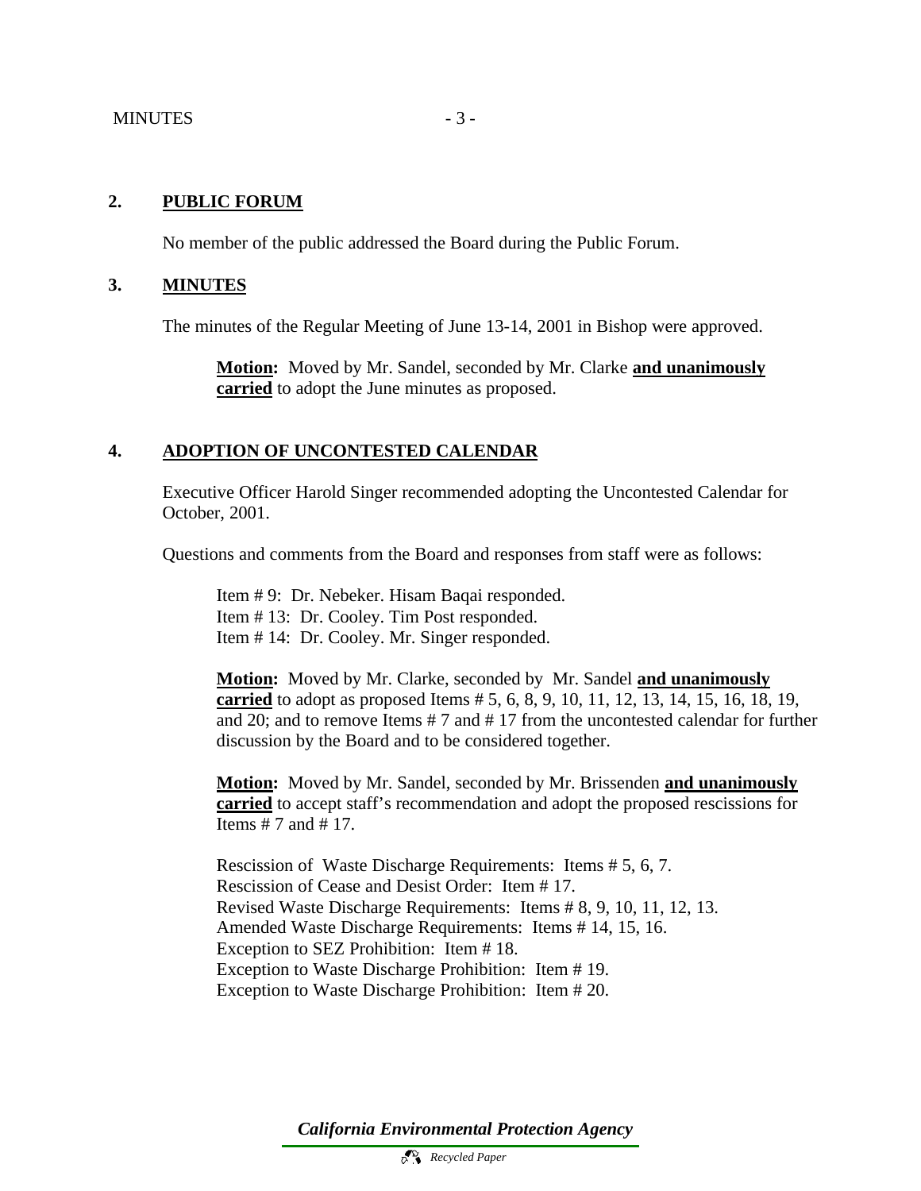## 2. PUBLIC FORUM

No member of the public addressed the Board during the Public Forum.

## 3. MINUTES

The minutes of the Regular Meeting of June 13-14, 2001 in Bishop were approved.

> **Motion:** Moved by Mr. Sandel, seconded by Mr. Clarke **and unanimously carried** to adopt the June minutes as proposed.

## 4. ADOPTION OF UNCONTESTED CALENDAR

Executive Officer Harold Singer recommended adopting the Uncontested Calendar for October, 2001.

Questions and comments from the Board and responses from staff were as follows:

Item # 9: Dr. Nebeker. Hisam Baqai responded.
Item # 13: Dr. Cooley. Tim Post responded.
Item # 14: Dr. Cooley. Mr. Singer responded.

> **Motion:** Moved by Mr. Clarke, seconded by Mr. Sandel **and unanimously carried** to adopt as proposed Items # 5, 6, 8, 9, 10, 11, 12, 13, 14, 15, 16, 18, 19, and 20; and to remove Items # 7 and # 17 from the uncontested calendar for further discussion by the Board and to be considered together.

> **Motion:** Moved by Mr. Sandel, seconded by Mr. Brissenden **and unanimously carried** to accept staff's recommendation and adopt the proposed rescissions for Items # 7 and # 17.

Rescission of Waste Discharge Requirements: Items # 5, 6, 7.
Rescission of Cease and Desist Order: Item # 17.
Revised Waste Discharge Requirements: Items # 8, 9, 10, 11, 12, 13.
Amended Waste Discharge Requirements: Items # 14, 15, 16.
Exception to SEZ Prohibition: Item # 18.
Exception to Waste Discharge Prohibition: Item # 19.
Exception to Waste Discharge Prohibition: Item # 20.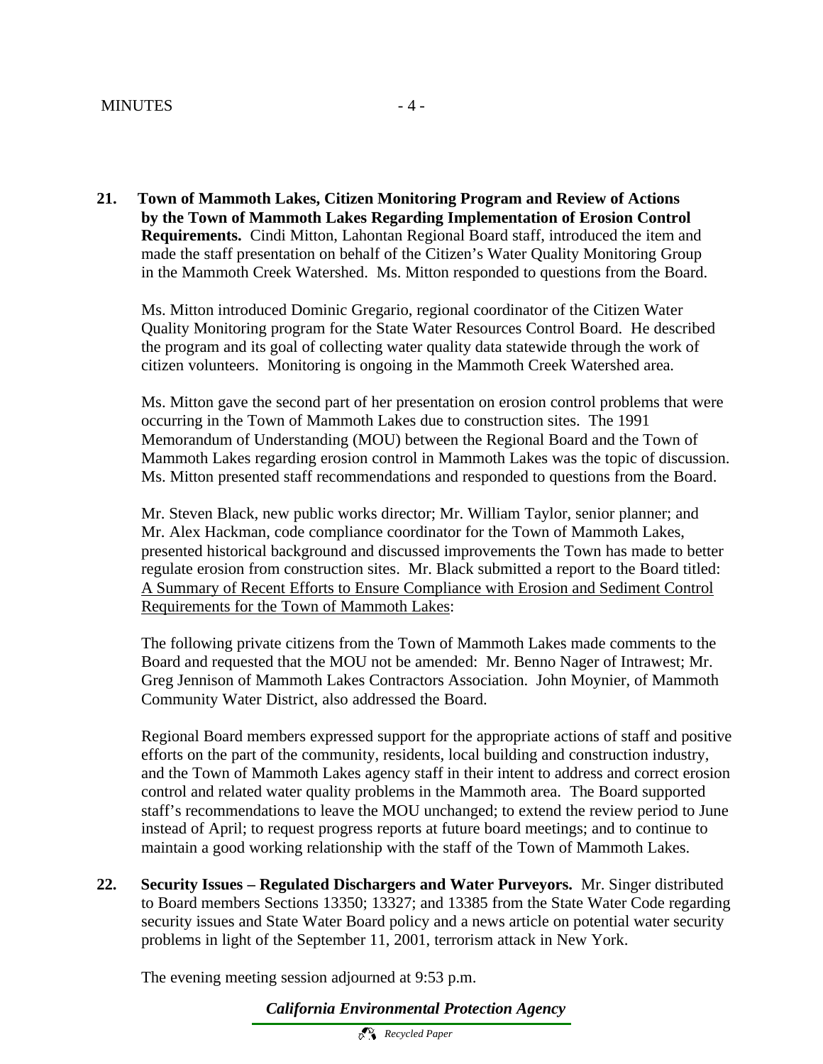**21. Town of Mammoth Lakes, Citizen Monitoring Program and Review of Actions by the Town of Mammoth Lakes Regarding Implementation of Erosion Control Requirements.** Cindi Mitton, Lahontan Regional Board staff, introduced the item and made the staff presentation on behalf of the Citizen's Water Quality Monitoring Group in the Mammoth Creek Watershed. Ms. Mitton responded to questions from the Board.

Ms. Mitton introduced Dominic Gregario, regional coordinator of the Citizen Water Quality Monitoring program for the State Water Resources Control Board. He described the program and its goal of collecting water quality data statewide through the work of citizen volunteers. Monitoring is ongoing in the Mammoth Creek Watershed area.

Ms. Mitton gave the second part of her presentation on erosion control problems that were occurring in the Town of Mammoth Lakes due to construction sites. The 1991 Memorandum of Understanding (MOU) between the Regional Board and the Town of Mammoth Lakes regarding erosion control in Mammoth Lakes was the topic of discussion. Ms. Mitton presented staff recommendations and responded to questions from the Board.

Mr. Steven Black, new public works director; Mr. William Taylor, senior planner; and Mr. Alex Hackman, code compliance coordinator for the Town of Mammoth Lakes, presented historical background and discussed improvements the Town has made to better regulate erosion from construction sites. Mr. Black submitted a report to the Board titled: A Summary of Recent Efforts to Ensure Compliance with Erosion and Sediment Control Requirements for the Town of Mammoth Lakes:

The following private citizens from the Town of Mammoth Lakes made comments to the Board and requested that the MOU not be amended: Mr. Benno Nager of Intrawest; Mr. Greg Jennison of Mammoth Lakes Contractors Association. John Moynier, of Mammoth Community Water District, also addressed the Board.

Regional Board members expressed support for the appropriate actions of staff and positive efforts on the part of the community, residents, local building and construction industry, and the Town of Mammoth Lakes agency staff in their intent to address and correct erosion control and related water quality problems in the Mammoth area. The Board supported staff's recommendations to leave the MOU unchanged; to extend the review period to June instead of April; to request progress reports at future board meetings; and to continue to maintain a good working relationship with the staff of the Town of Mammoth Lakes.

**22. Security Issues – Regulated Dischargers and Water Purveyors.** Mr. Singer distributed to Board members Sections 13350; 13327; and 13385 from the State Water Code regarding security issues and State Water Board policy and a news article on potential water security problems in light of the September 11, 2001, terrorism attack in New York.

The evening meeting session adjourned at 9:53 p.m.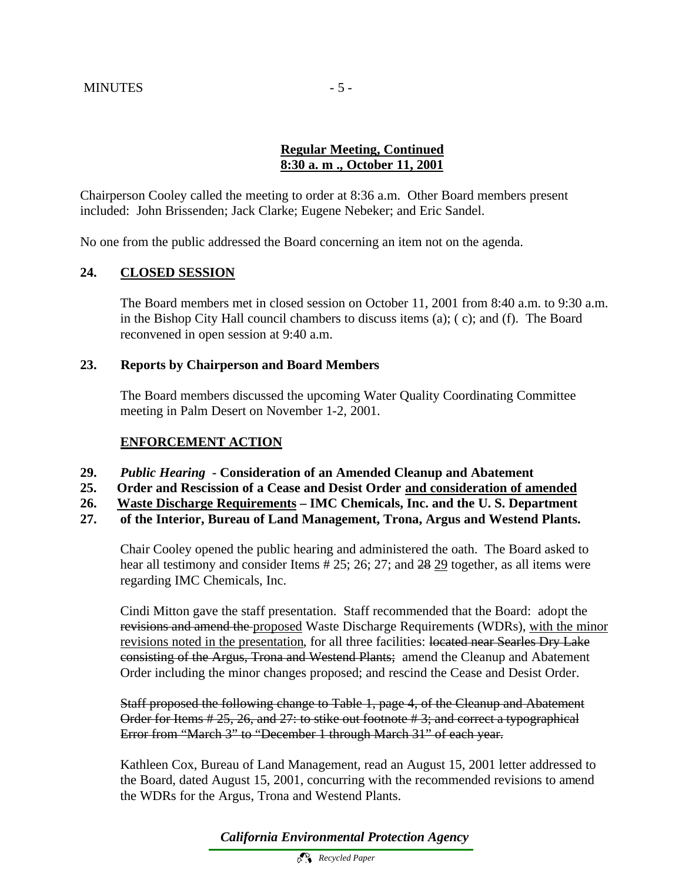**Regular Meeting, Continued**
**8:30 a. m ., October 11, 2001**

Chairperson Cooley called the meeting to order at 8:36 a.m. Other Board members present included: John Brissenden; Jack Clarke; Eugene Nebeker; and Eric Sandel.

No one from the public addressed the Board concerning an item not on the agenda.

**24. CLOSED SESSION**

The Board members met in closed session on October 11, 2001 from 8:40 a.m. to 9:30 a.m. in the Bishop City Hall council chambers to discuss items (a); ( c); and (f). The Board reconvened in open session at 9:40 a.m.

**23. Reports by Chairperson and Board Members**

The Board members discussed the upcoming Water Quality Coordinating Committee meeting in Palm Desert on November 1-2, 2001.

**ENFORCEMENT ACTION**

**29. *Public Hearing* - Consideration of an Amended Cleanup and Abatement**
**25. Order and Rescission of a Cease and Desist Order and consideration of amended**
**26. Waste Discharge Requirements – IMC Chemicals, Inc. and the U. S. Department**
**27. of the Interior, Bureau of Land Management, Trona, Argus and Westend Plants.**

Chair Cooley opened the public hearing and administered the oath. The Board asked to hear all testimony and consider Items # 25; 26; 27; and ~~28~~ 29 together, as all items were regarding IMC Chemicals, Inc.

Cindi Mitton gave the staff presentation. Staff recommended that the Board: adopt the ~~revisions and amend the~~ proposed Waste Discharge Requirements (WDRs), with the minor revisions noted in the presentation, for all three facilities: ~~located near Searles Dry Lake consisting of the Argus, Trona and Westend Plants;~~ amend the Cleanup and Abatement Order including the minor changes proposed; and rescind the Cease and Desist Order.

~~Staff proposed the following change to Table 1, page 4, of the Cleanup and Abatement Order for Items # 25, 26, and 27: to stike out footnote # 3; and correct a typographical Error from "March 3" to "December 1 through March 31" of each year.~~

Kathleen Cox, Bureau of Land Management, read an August 15, 2001 letter addressed to the Board, dated August 15, 2001, concurring with the recommended revisions to amend the WDRs for the Argus, Trona and Westend Plants.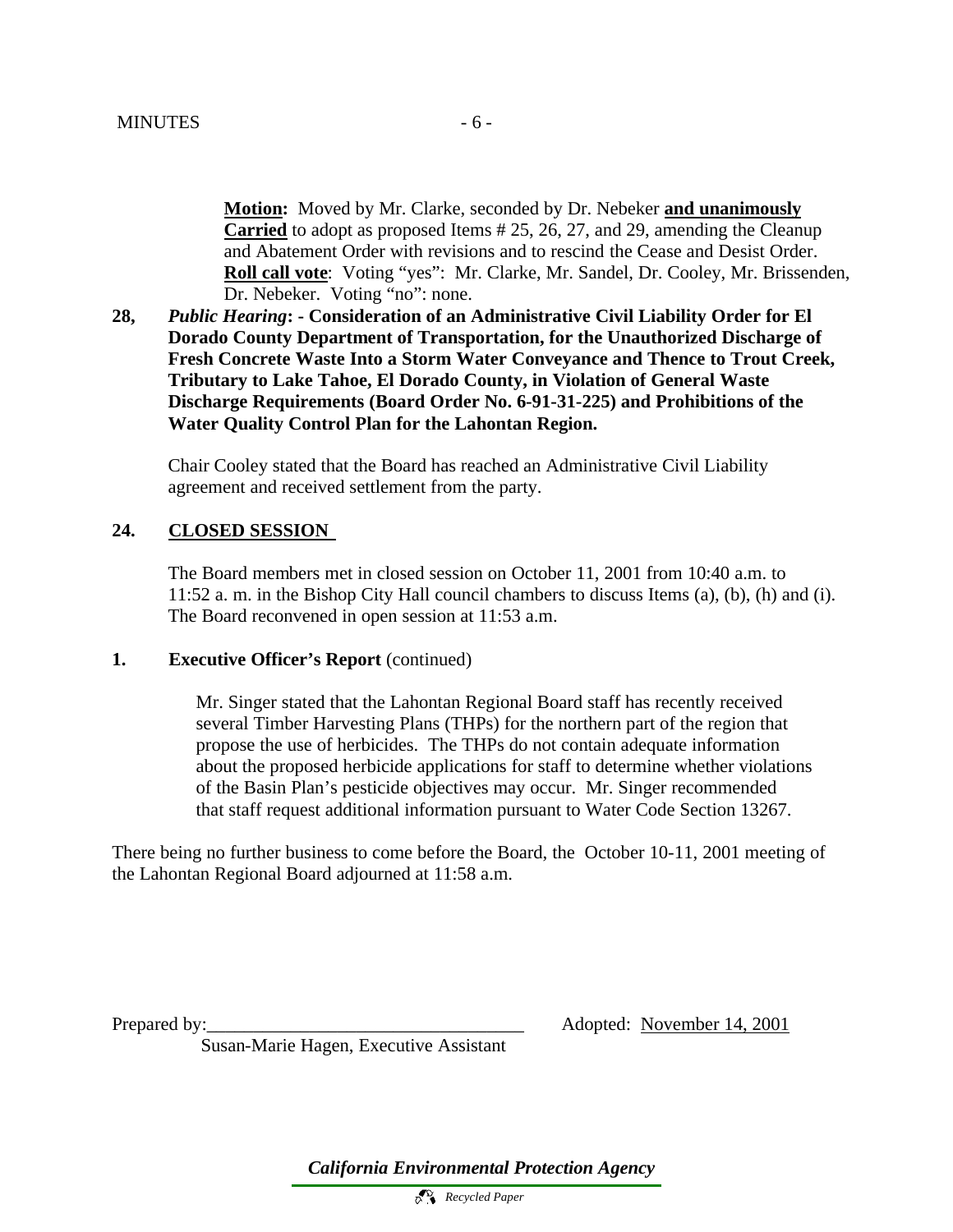**Motion:** Moved by Mr. Clarke, seconded by Dr. Nebeker **and unanimously Carried** to adopt as proposed Items # 25, 26, 27, and 29, amending the Cleanup and Abatement Order with revisions and to rescind the Cease and Desist Order. **Roll call vote**: Voting "yes": Mr. Clarke, Mr. Sandel, Dr. Cooley, Mr. Brissenden, Dr. Nebeker. Voting "no": none.

**28,** ***Public Hearing*: - Consideration of an Administrative Civil Liability Order for El Dorado County Department of Transportation, for the Unauthorized Discharge of Fresh Concrete Waste Into a Storm Water Conveyance and Thence to Trout Creek, Tributary to Lake Tahoe, El Dorado County, in Violation of General Waste Discharge Requirements (Board Order No. 6-91-31-225) and Prohibitions of the Water Quality Control Plan for the Lahontan Region.**

Chair Cooley stated that the Board has reached an Administrative Civil Liability agreement and received settlement from the party.

**24. CLOSED SESSION**

The Board members met in closed session on October 11, 2001 from 10:40 a.m. to 11:52 a. m. in the Bishop City Hall council chambers to discuss Items (a), (b), (h) and (i). The Board reconvened in open session at 11:53 a.m.

**1. Executive Officer's Report** (continued)

Mr. Singer stated that the Lahontan Regional Board staff has recently received several Timber Harvesting Plans (THPs) for the northern part of the region that propose the use of herbicides. The THPs do not contain adequate information about the proposed herbicide applications for staff to determine whether violations of the Basin Plan's pesticide objectives may occur. Mr. Singer recommended that staff request additional information pursuant to Water Code Section 13267.

There being no further business to come before the Board, the October 10-11, 2001 meeting of the Lahontan Regional Board adjourned at 11:58 a.m.

Prepared by:\_\_\_\_\_\_\_\_\_\_\_\_\_\_\_\_\_\_\_\_\_\_\_\_\_\_\_\_\_\_\_\_\_\_ Adopted: November 14, 2001

Susan-Marie Hagen, Executive Assistant

*California Environmental Protection Agency*

*Recycled Paper*